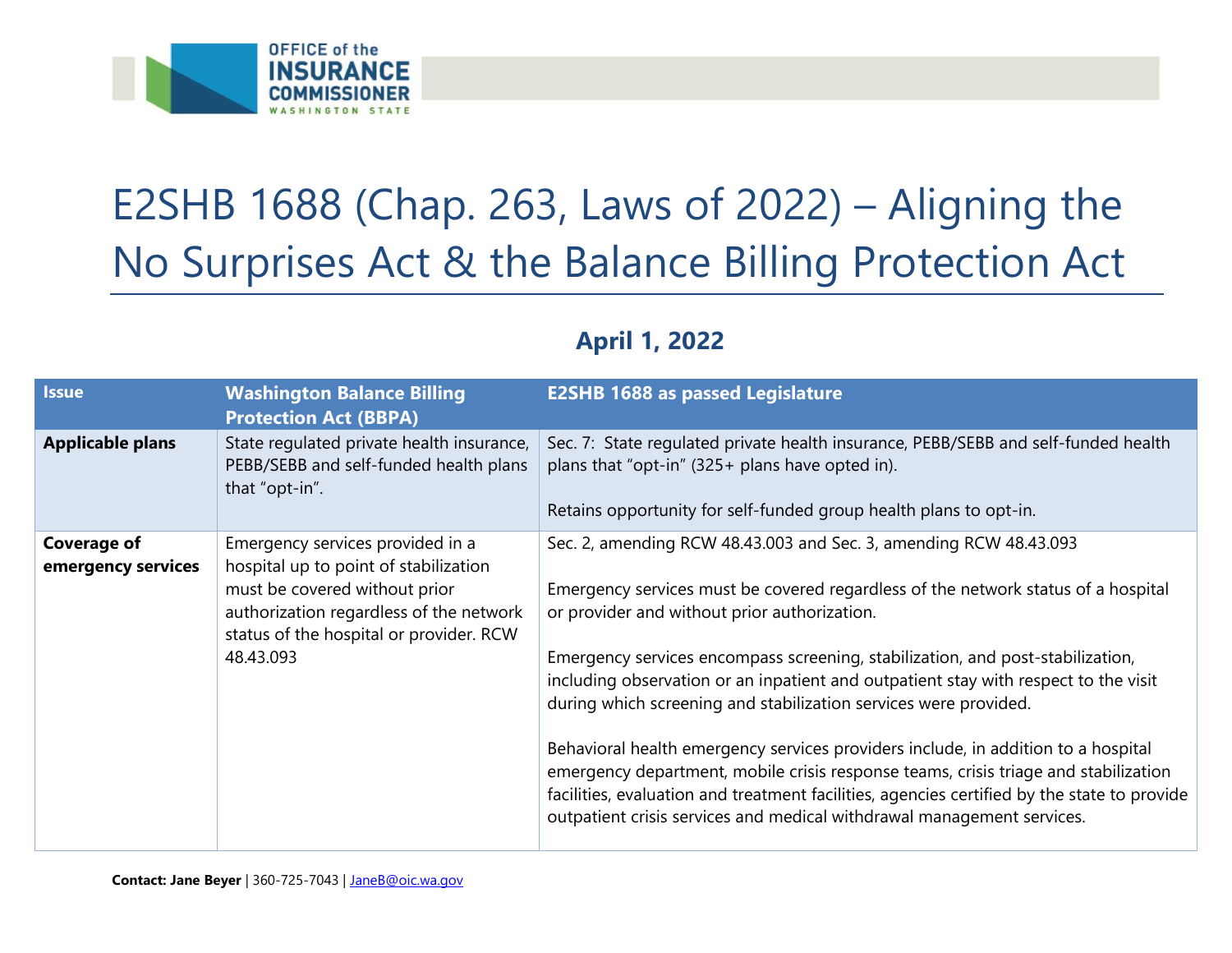OFFICE of the INSURANCE COMMISSIONER WASHINGTON STATE

# E2SHB 1688 (Chap. 263, Laws of 2022) – Aligning the No Surprises Act & the Balance Billing Protection Act

**April 1, 2022**

| Issue | Washington Balance Billing Protection Act (BBPA) | E2SHB 1688 as passed Legislature |
|---|---|---|
| **Applicable plans** | State regulated private health insurance, PEBB/SEBB and self-funded health plans that "opt-in". | Sec. 7: State regulated private health insurance, PEBB/SEBB and self-funded health plans that "opt-in" (325+ plans have opted in).<br><br>Retains opportunity for self-funded group health plans to opt-in. |
| **Coverage of emergency services** | Emergency services provided in a hospital up to point of stabilization must be covered without prior authorization regardless of the network status of the hospital or provider. RCW 48.43.093 | Sec. 2, amending RCW 48.43.003 and Sec. 3, amending RCW 48.43.093<br><br>Emergency services must be covered regardless of the network status of a hospital or provider and without prior authorization.<br><br>Emergency services encompass screening, stabilization, and post-stabilization, including observation or an inpatient and outpatient stay with respect to the visit during which screening and stabilization services were provided.<br><br>Behavioral health emergency services providers include, in addition to a hospital emergency department, mobile crisis response teams, crisis triage and stabilization facilities, evaluation and treatment facilities, agencies certified by the state to provide outpatient crisis services and medical withdrawal management services. |

**Contact: Jane Beyer** | 360-725-7043 | JaneB@oic.wa.gov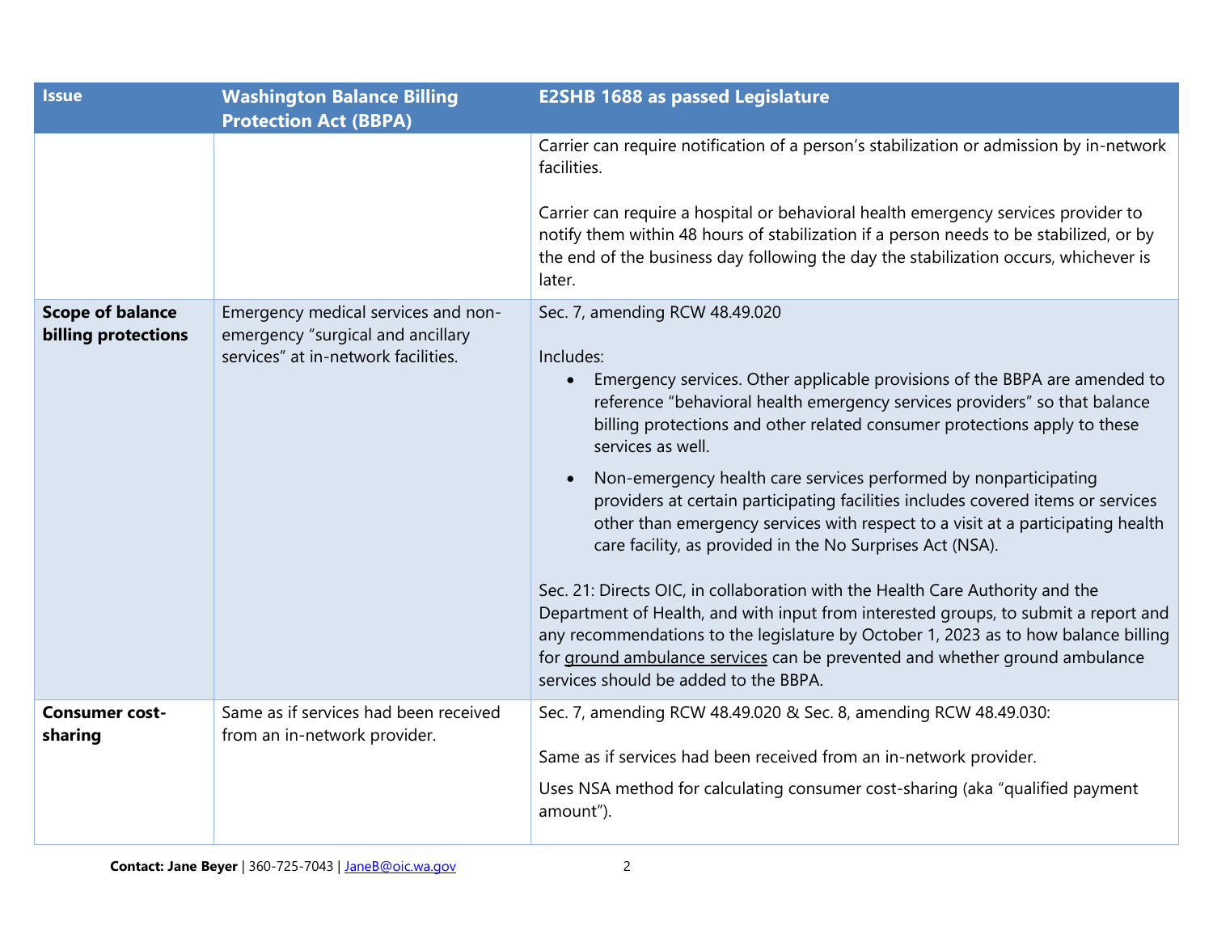| Issue | Washington Balance Billing Protection Act (BBPA) | E2SHB 1688 as passed Legislature |
|---|---|---|
| | | Carrier can require notification of a person's stabilization or admission by in-network facilities.<br><br>Carrier can require a hospital or behavioral health emergency services provider to notify them within 48 hours of stabilization if a person needs to be stabilized, or by the end of the business day following the day the stabilization occurs, whichever is later. |
| **Scope of balance billing protections** | Emergency medical services and non-emergency "surgical and ancillary services" at in-network facilities. | Sec. 7, amending RCW 48.49.020<br><br>Includes:<br>• Emergency services. Other applicable provisions of the BBPA are amended to reference "behavioral health emergency services providers" so that balance billing protections and other related consumer protections apply to these services as well.<br>• Non-emergency health care services performed by nonparticipating providers at certain participating facilities includes covered items or services other than emergency services with respect to a visit at a participating health care facility, as provided in the No Surprises Act (NSA).<br><br>Sec. 21: Directs OIC, in collaboration with the Health Care Authority and the Department of Health, and with input from interested groups, to submit a report and any recommendations to the legislature by October 1, 2023 as to how balance billing for ground ambulance services can be prevented and whether ground ambulance services should be added to the BBPA. |
| **Consumer cost-sharing** | Same as if services had been received from an in-network provider. | Sec. 7, amending RCW 48.49.020 & Sec. 8, amending RCW 48.49.030:<br><br>Same as if services had been received from an in-network provider.<br><br>Uses NSA method for calculating consumer cost-sharing (aka "qualified payment amount"). |

**Contact: Jane Beyer** | 360-725-7043 | JaneB@oic.wa.gov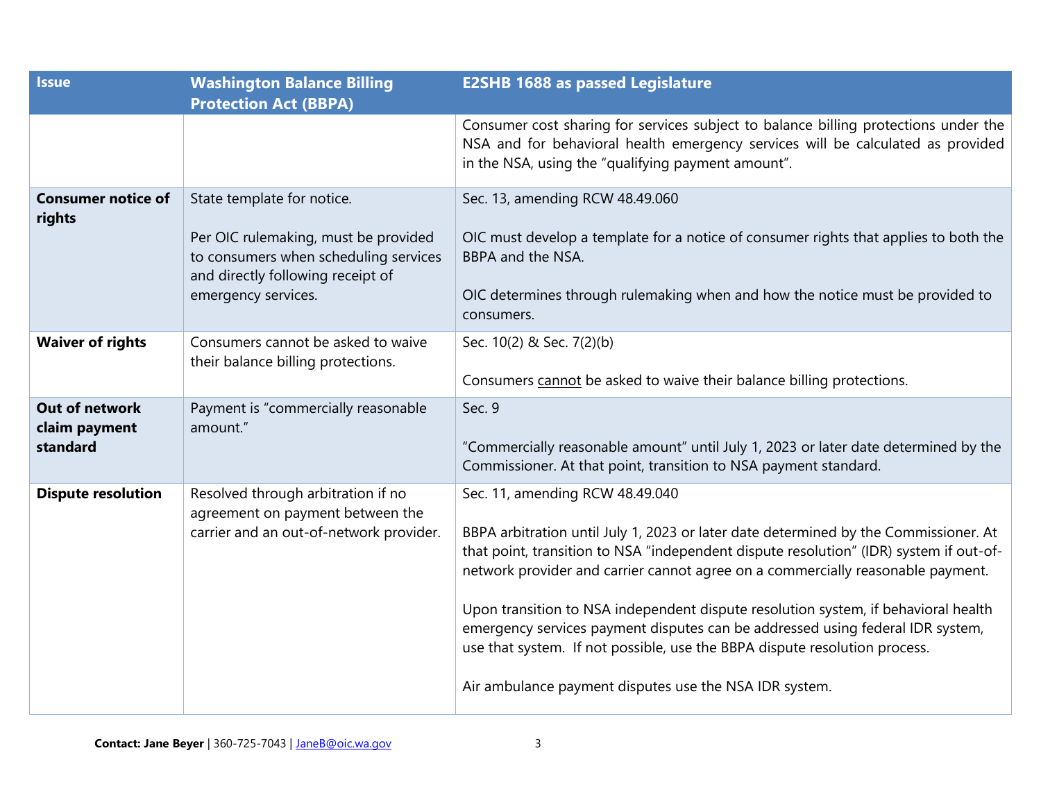| Issue | Washington Balance Billing Protection Act (BBPA) | E2SHB 1688 as passed Legislature |
|---|---|---|
| | | Consumer cost sharing for services subject to balance billing protections under the NSA and for behavioral health emergency services will be calculated as provided in the NSA, using the "qualifying payment amount". |
| **Consumer notice of rights** | State template for notice.<br><br>Per OIC rulemaking, must be provided to consumers when scheduling services and directly following receipt of emergency services. | Sec. 13, amending RCW 48.49.060<br><br>OIC must develop a template for a notice of consumer rights that applies to both the BBPA and the NSA.<br><br>OIC determines through rulemaking when and how the notice must be provided to consumers. |
| **Waiver of rights** | Consumers cannot be asked to waive their balance billing protections. | Sec. 10(2) & Sec. 7(2)(b)<br><br>Consumers <u>cannot</u> be asked to waive their balance billing protections. |
| **Out of network claim payment standard** | Payment is "commercially reasonable amount." | Sec. 9<br><br>"Commercially reasonable amount" until July 1, 2023 or later date determined by the Commissioner. At that point, transition to NSA payment standard. |
| **Dispute resolution** | Resolved through arbitration if no agreement on payment between the carrier and an out-of-network provider. | Sec. 11, amending RCW 48.49.040<br><br>BBPA arbitration until July 1, 2023 or later date determined by the Commissioner. At that point, transition to NSA "independent dispute resolution" (IDR) system if out-of-network provider and carrier cannot agree on a commercially reasonable payment.<br><br>Upon transition to NSA independent dispute resolution system, if behavioral health emergency services payment disputes can be addressed using federal IDR system, use that system. If not possible, use the BBPA dispute resolution process.<br><br>Air ambulance payment disputes use the NSA IDR system. |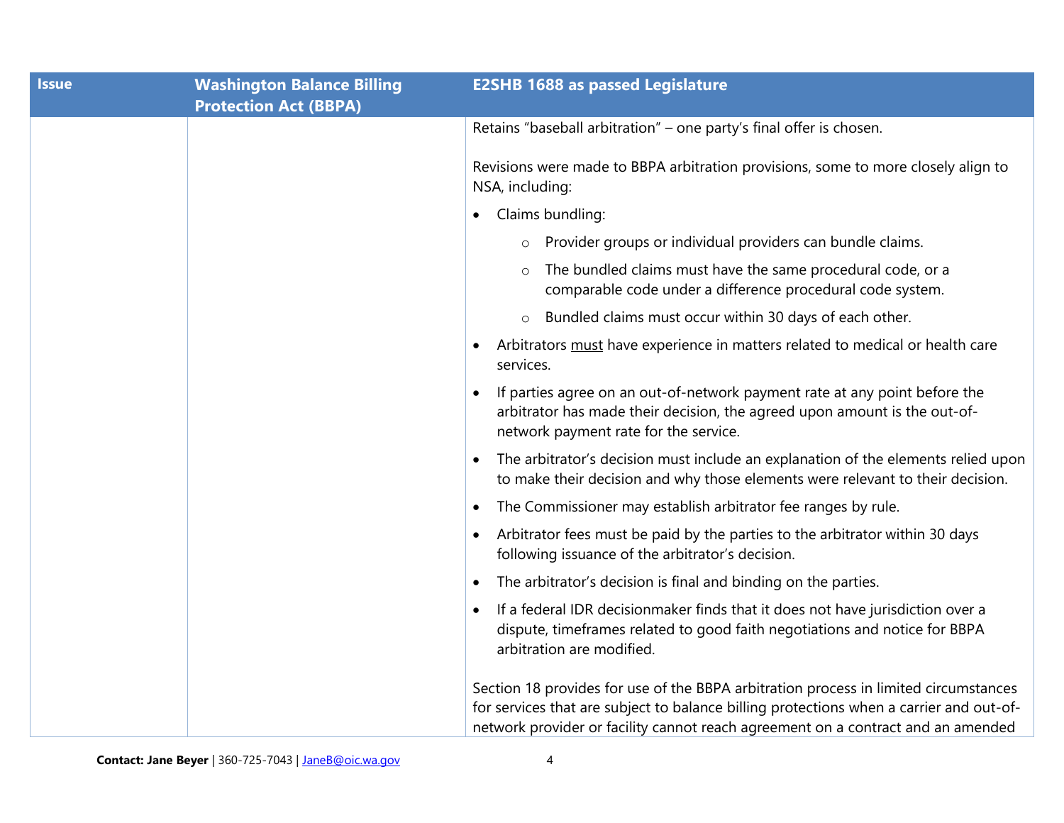| Issue | Washington Balance Billing Protection Act (BBPA) | E2SHB 1688 as passed Legislature |
|---|---|---|
| | | Retains "baseball arbitration" – one party's final offer is chosen.<br><br>Revisions were made to BBPA arbitration provisions, some to more closely align to NSA, including:<br>• Claims bundling:<br>&nbsp;&nbsp;&nbsp;&nbsp;○ Provider groups or individual providers can bundle claims.<br>&nbsp;&nbsp;&nbsp;&nbsp;○ The bundled claims must have the same procedural code, or a comparable code under a difference procedural code system.<br>&nbsp;&nbsp;&nbsp;&nbsp;○ Bundled claims must occur within 30 days of each other.<br>• Arbitrators <u>must</u> have experience in matters related to medical or health care services.<br>• If parties agree on an out-of-network payment rate at any point before the arbitrator has made their decision, the agreed upon amount is the out-of-network payment rate for the service.<br>• The arbitrator's decision must include an explanation of the elements relied upon to make their decision and why those elements were relevant to their decision.<br>• The Commissioner may establish arbitrator fee ranges by rule.<br>• Arbitrator fees must be paid by the parties to the arbitrator within 30 days following issuance of the arbitrator's decision.<br>• The arbitrator's decision is final and binding on the parties.<br>• If a federal IDR decisionmaker finds that it does not have jurisdiction over a dispute, timeframes related to good faith negotiations and notice for BBPA arbitration are modified.<br><br>Section 18 provides for use of the BBPA arbitration process in limited circumstances for services that are subject to balance billing protections when a carrier and out-of-network provider or facility cannot reach agreement on a contract and an amended |

**Contact: Jane Beyer** | 360-725-7043 | JaneB@oic.wa.gov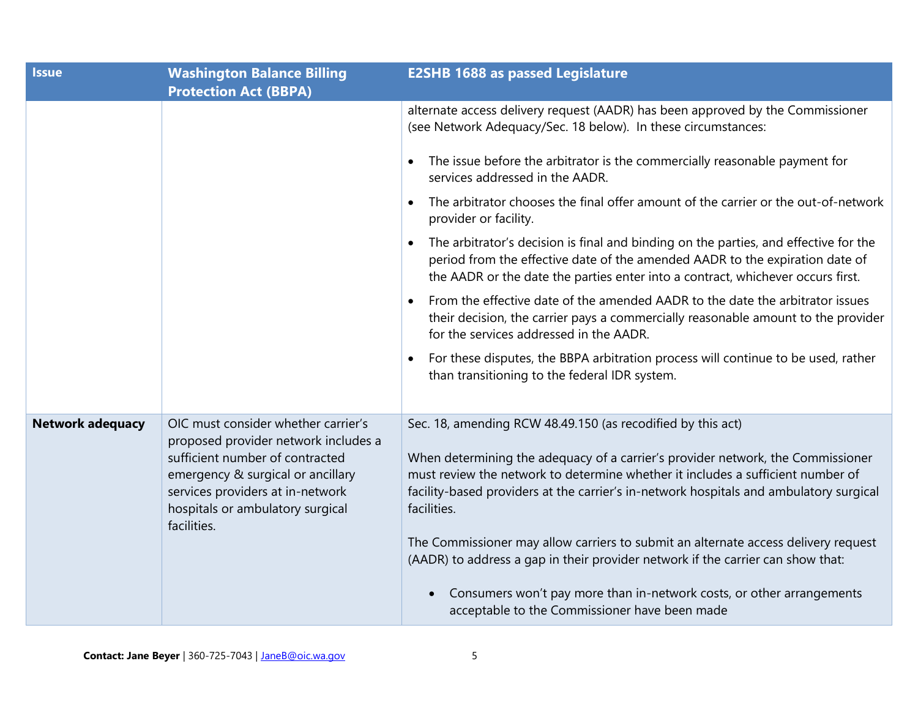| Issue | Washington Balance Billing Protection Act (BBPA) | E2SHB 1688 as passed Legislature |
|---|---|---|
| | | alternate access delivery request (AADR) has been approved by the Commissioner (see Network Adequacy/Sec. 18 below). In these circumstances:<br><br>• The issue before the arbitrator is the commercially reasonable payment for services addressed in the AADR.<br>• The arbitrator chooses the final offer amount of the carrier or the out-of-network provider or facility.<br>• The arbitrator's decision is final and binding on the parties, and effective for the period from the effective date of the amended AADR to the expiration date of the AADR or the date the parties enter into a contract, whichever occurs first.<br>• From the effective date of the amended AADR to the date the arbitrator issues their decision, the carrier pays a commercially reasonable amount to the provider for the services addressed in the AADR.<br>• For these disputes, the BBPA arbitration process will continue to be used, rather than transitioning to the federal IDR system. |
| **Network adequacy** | OIC must consider whether carrier's proposed provider network includes a sufficient number of contracted emergency & surgical or ancillary services providers at in-network hospitals or ambulatory surgical facilities. | Sec. 18, amending RCW 48.49.150 (as recodified by this act)<br><br>When determining the adequacy of a carrier's provider network, the Commissioner must review the network to determine whether it includes a sufficient number of facility-based providers at the carrier's in-network hospitals and ambulatory surgical facilities.<br><br>The Commissioner may allow carriers to submit an alternate access delivery request (AADR) to address a gap in their provider network if the carrier can show that:<br><br>• Consumers won't pay more than in-network costs, or other arrangements acceptable to the Commissioner have been made |

**Contact: Jane Beyer** | 360-725-7043 | JaneB@oic.wa.gov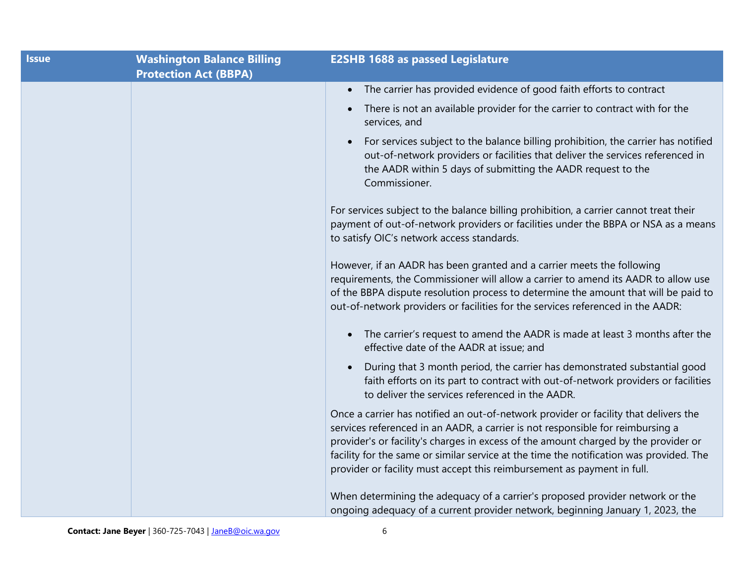| Issue | Washington Balance Billing Protection Act (BBPA) | E2SHB 1688 as passed Legislature |
|---|---|---|
| | | • The carrier has provided evidence of good faith efforts to contract<br>• There is not an available provider for the carrier to contract with for the services, and<br>• For services subject to the balance billing prohibition, the carrier has notified out-of-network providers or facilities that deliver the services referenced in the AADR within 5 days of submitting the AADR request to the Commissioner.<br><br>For services subject to the balance billing prohibition, a carrier cannot treat their payment of out-of-network providers or facilities under the BBPA or NSA as a means to satisfy OIC's network access standards.<br><br>However, if an AADR has been granted and a carrier meets the following requirements, the Commissioner will allow a carrier to amend its AADR to allow use of the BBPA dispute resolution process to determine the amount that will be paid to out-of-network providers or facilities for the services referenced in the AADR:<br><br>• The carrier's request to amend the AADR is made at least 3 months after the effective date of the AADR at issue; and<br>• During that 3 month period, the carrier has demonstrated substantial good faith efforts on its part to contract with out-of-network providers or facilities to deliver the services referenced in the AADR.<br><br>Once a carrier has notified an out-of-network provider or facility that delivers the services referenced in an AADR, a carrier is not responsible for reimbursing a provider's or facility's charges in excess of the amount charged by the provider or facility for the same or similar service at the time the notification was provided. The provider or facility must accept this reimbursement as payment in full.<br><br>When determining the adequacy of a carrier's proposed provider network or the ongoing adequacy of a current provider network, beginning January 1, 2023, the |

**Contact: Jane Beyer** | 360-725-7043 | JaneB@oic.wa.gov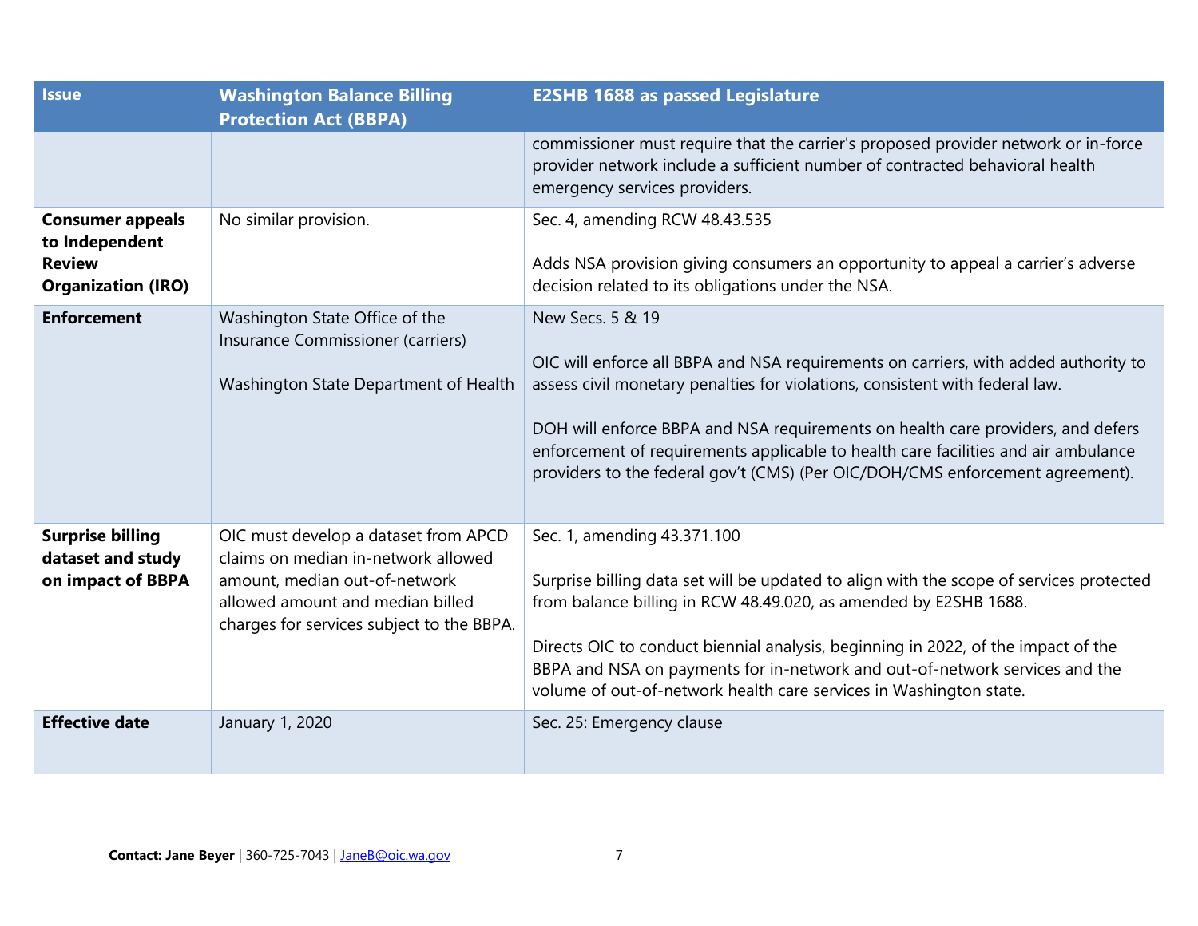| Issue | Washington Balance Billing Protection Act (BBPA) | E2SHB 1688 as passed Legislature |
|---|---|---|
| | | commissioner must require that the carrier's proposed provider network or in-force provider network include a sufficient number of contracted behavioral health emergency services providers. |
| **Consumer appeals to Independent Review Organization (IRO)** | No similar provision. | Sec. 4, amending RCW 48.43.535<br><br>Adds NSA provision giving consumers an opportunity to appeal a carrier's adverse decision related to its obligations under the NSA. |
| **Enforcement** | Washington State Office of the Insurance Commissioner (carriers)<br><br>Washington State Department of Health | New Secs. 5 & 19<br><br>OIC will enforce all BBPA and NSA requirements on carriers, with added authority to assess civil monetary penalties for violations, consistent with federal law.<br><br>DOH will enforce BBPA and NSA requirements on health care providers, and defers enforcement of requirements applicable to health care facilities and air ambulance providers to the federal gov't (CMS) (Per OIC/DOH/CMS enforcement agreement). |
| **Surprise billing dataset and study on impact of BBPA** | OIC must develop a dataset from APCD claims on median in-network allowed amount, median out-of-network allowed amount and median billed charges for services subject to the BBPA. | Sec. 1, amending 43.371.100<br><br>Surprise billing data set will be updated to align with the scope of services protected from balance billing in RCW 48.49.020, as amended by E2SHB 1688.<br><br>Directs OIC to conduct biennial analysis, beginning in 2022, of the impact of the BBPA and NSA on payments for in-network and out-of-network services and the volume of out-of-network health care services in Washington state. |
| **Effective date** | January 1, 2020 | Sec. 25: Emergency clause |

**Contact: Jane Beyer** | 360-725-7043 | JaneB@oic.wa.gov